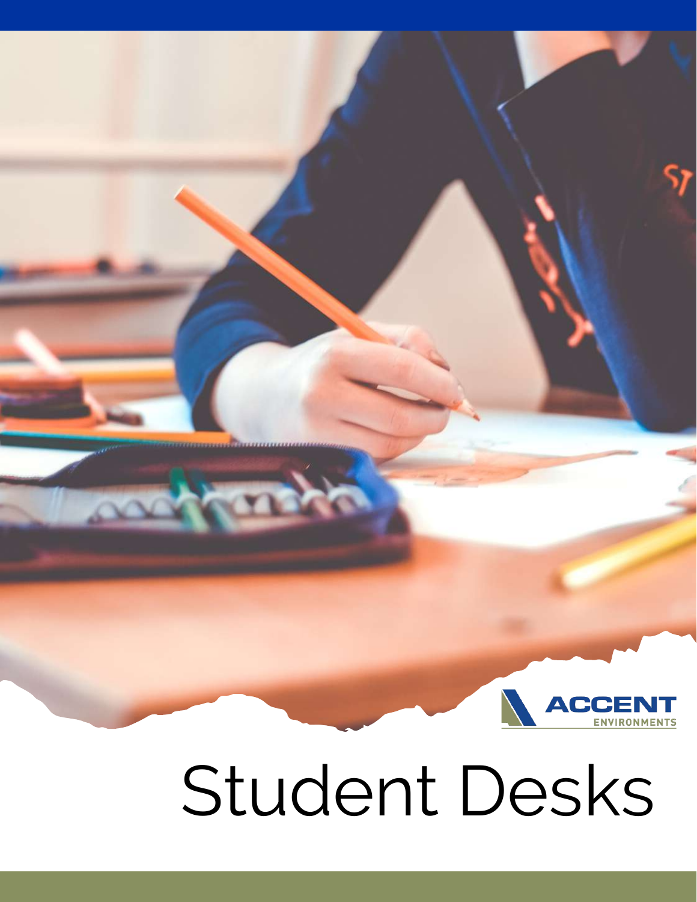ACCENT ENVIRONMENTS

# Student Desks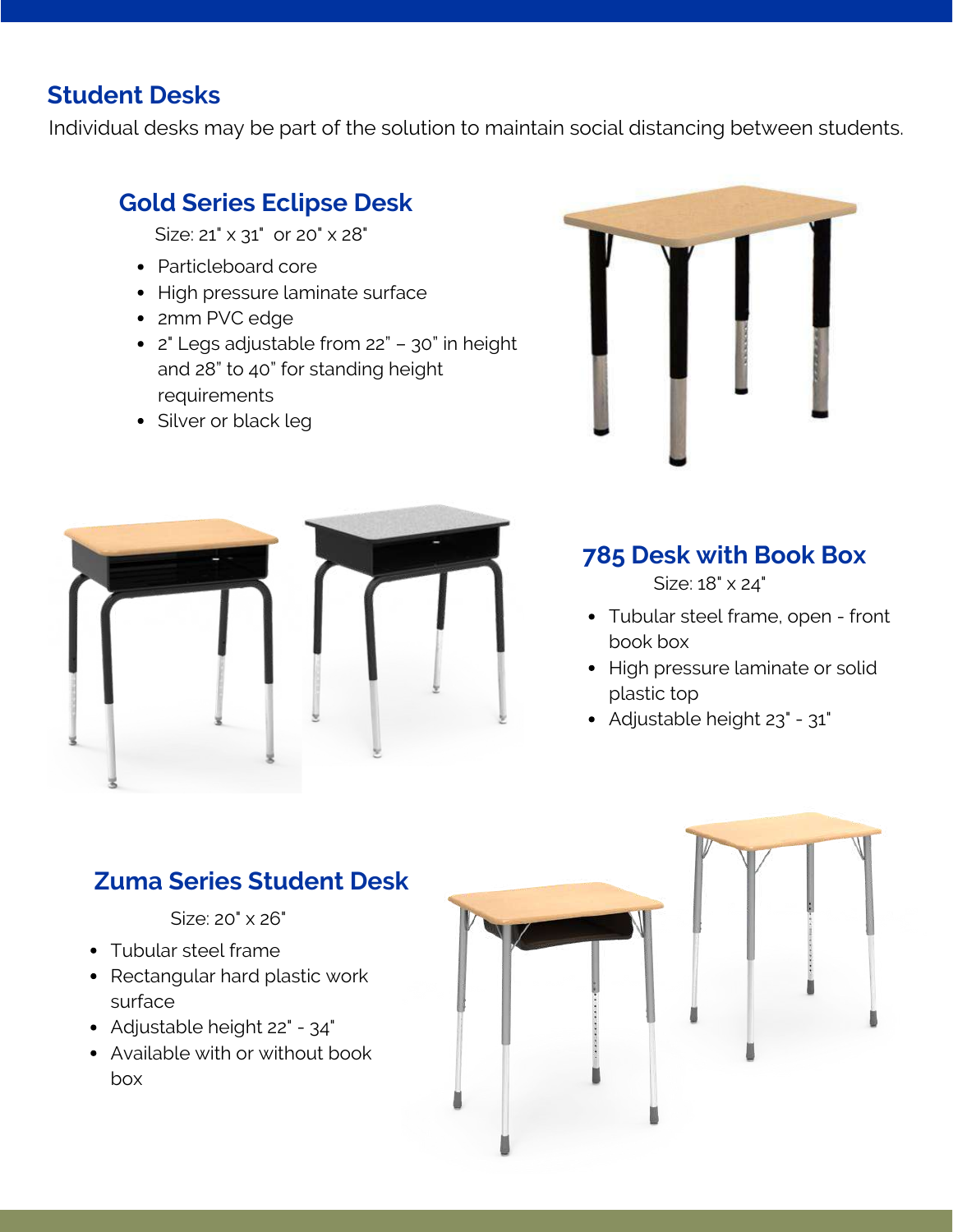## Student Desks

Individual desks may be part of the solution to maintain social distancing between students.

### Gold Series Eclipse Desk

Size: 21" x 31"  or 20" x 28"

- Particleboard core
- High pressure laminate surface
- 2mm PVC edge
- 2" Legs adjustable from 22" – 30" in height and 28" to 40" for standing height requirements
- Silver or black leg

### 785 Desk with Book Box

Size: 18" x 24"

- Tubular steel frame, open - front book box
- High pressure laminate or solid plastic top
- Adjustable height 23" - 31"

### Zuma Series Student Desk

Size: 20" x 26"

- Tubular steel frame
- Rectangular hard plastic work surface
- Adjustable height 22" - 34"
- Available with or without book box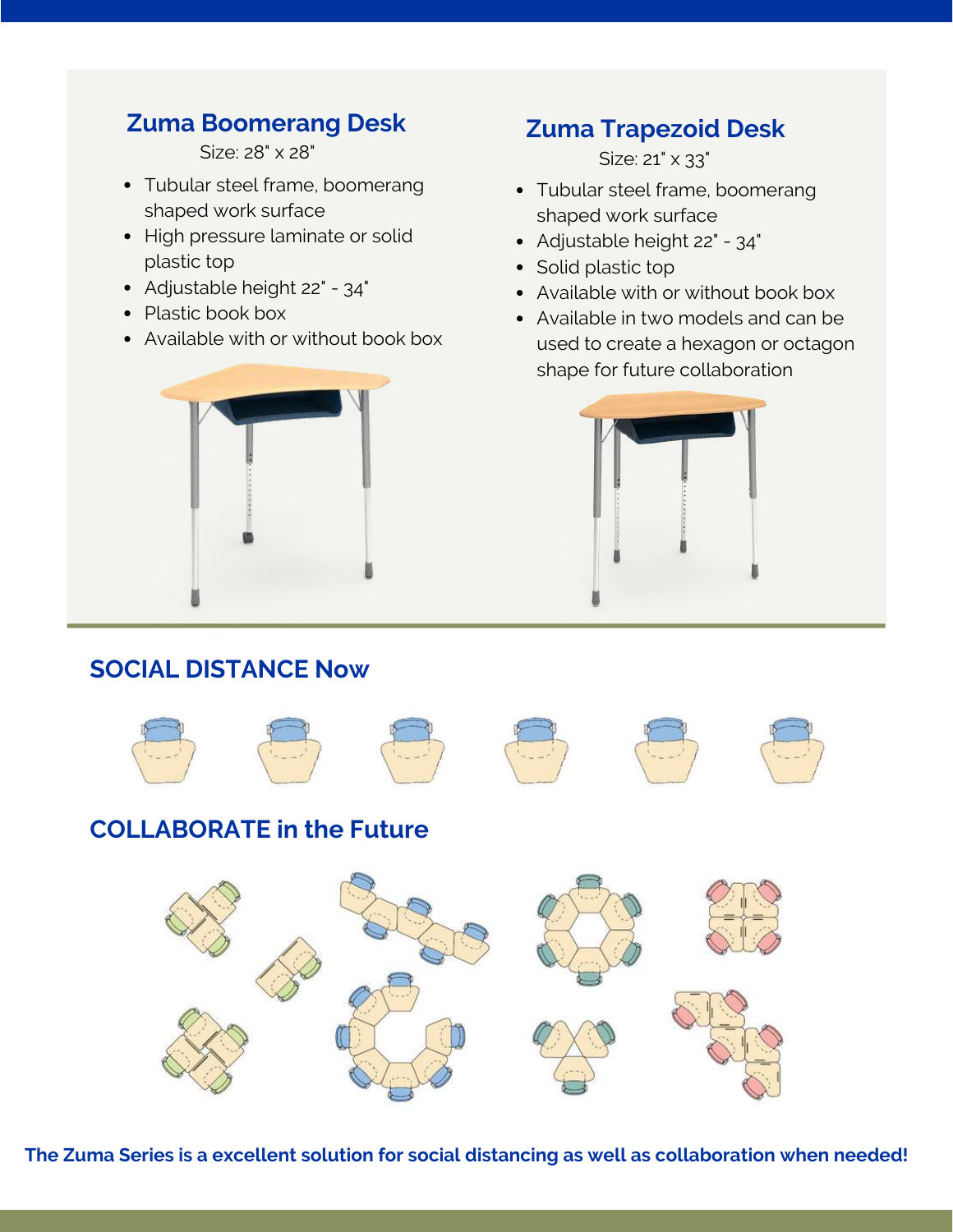## Zuma Boomerang Desk

Size: 28" x 28"

- Tubular steel frame, boomerang shaped work surface
- High pressure laminate or solid plastic top
- Adjustable height 22" - 34"
- Plastic book box
- Available with or without book box

## Zuma Trapezoid Desk

Size: 21" x 33"

- Tubular steel frame, boomerang shaped work surface
- Adjustable height 22" - 34"
- Solid plastic top
- Available with or without book box
- Available in two models and can be used to create a hexagon or octagon shape for future collaboration

## SOCIAL DISTANCE Now

## COLLABORATE in the Future

**The Zuma Series is a excellent solution for social distancing as well as collaboration when needed!**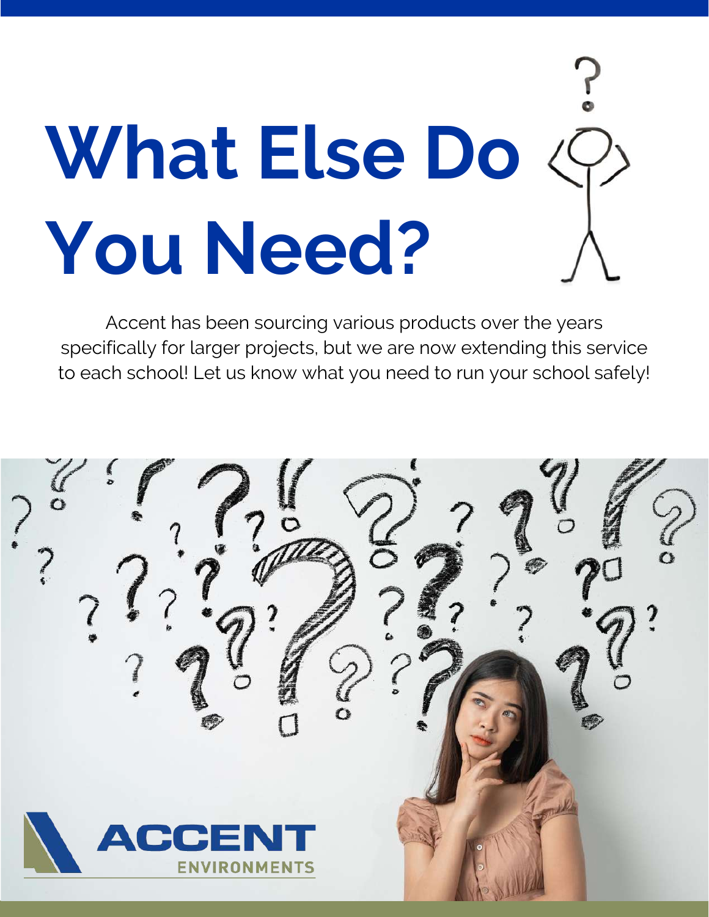# What Else Do You Need?

Accent has been sourcing various products over the years specifically for larger projects, but we are now extending this service to each school! Let us know what you need to run your school safely!

ACCENT ENVIRONMENTS